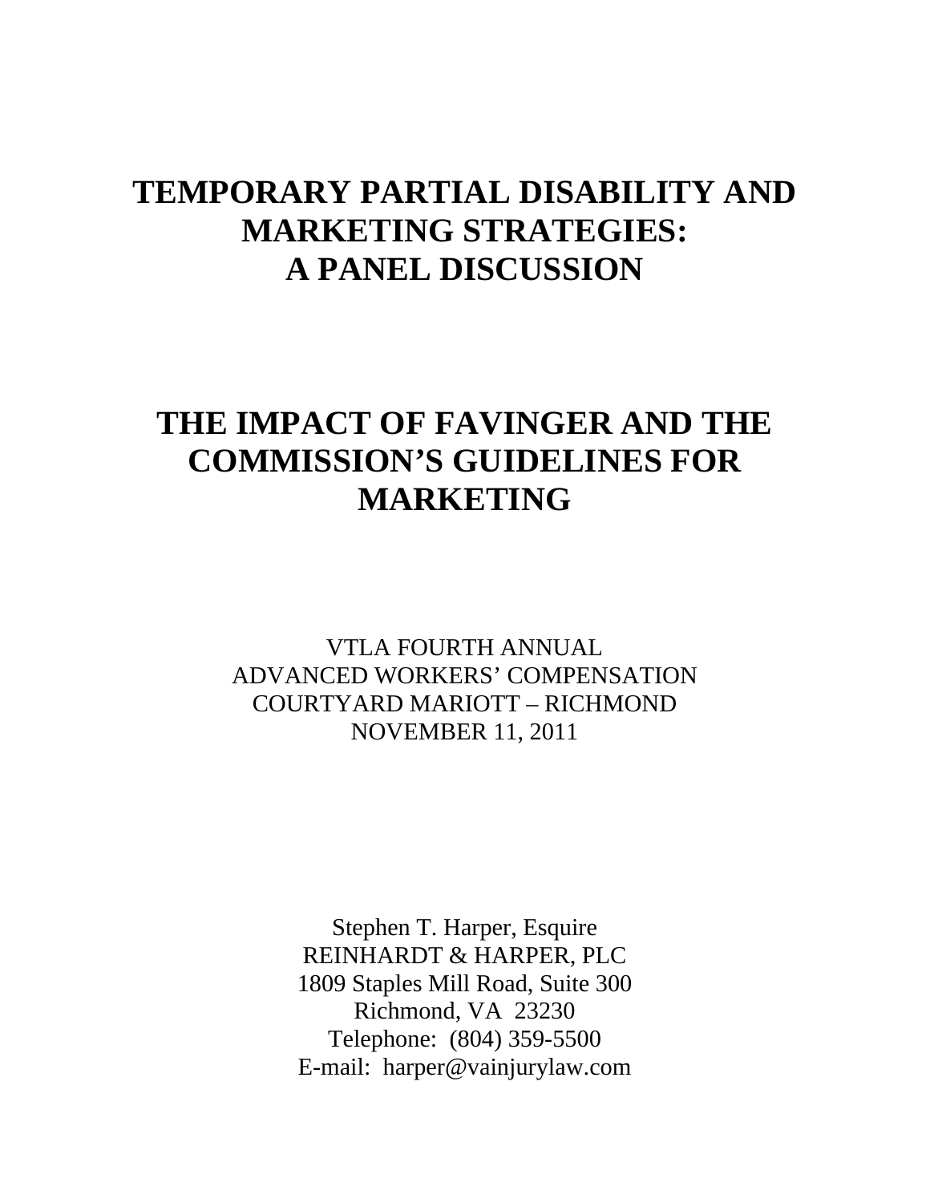# TEMPORARY PARTIAL DISABILITY AND MARKETING STRATEGIES: A PANEL DISCUSSION

# THE IMPACT OF FAVINGER AND THE COMMISSION'S GUIDELINES FOR MARKETING

VTLA FOURTH ANNUAL
ADVANCED WORKERS' COMPENSATION
COURTYARD MARIOTT – RICHMOND
NOVEMBER 11, 2011

Stephen T. Harper, Esquire
REINHARDT & HARPER, PLC
1809 Staples Mill Road, Suite 300
Richmond, VA 23230
Telephone: (804) 359-5500
E-mail: harper@vainjurylaw.com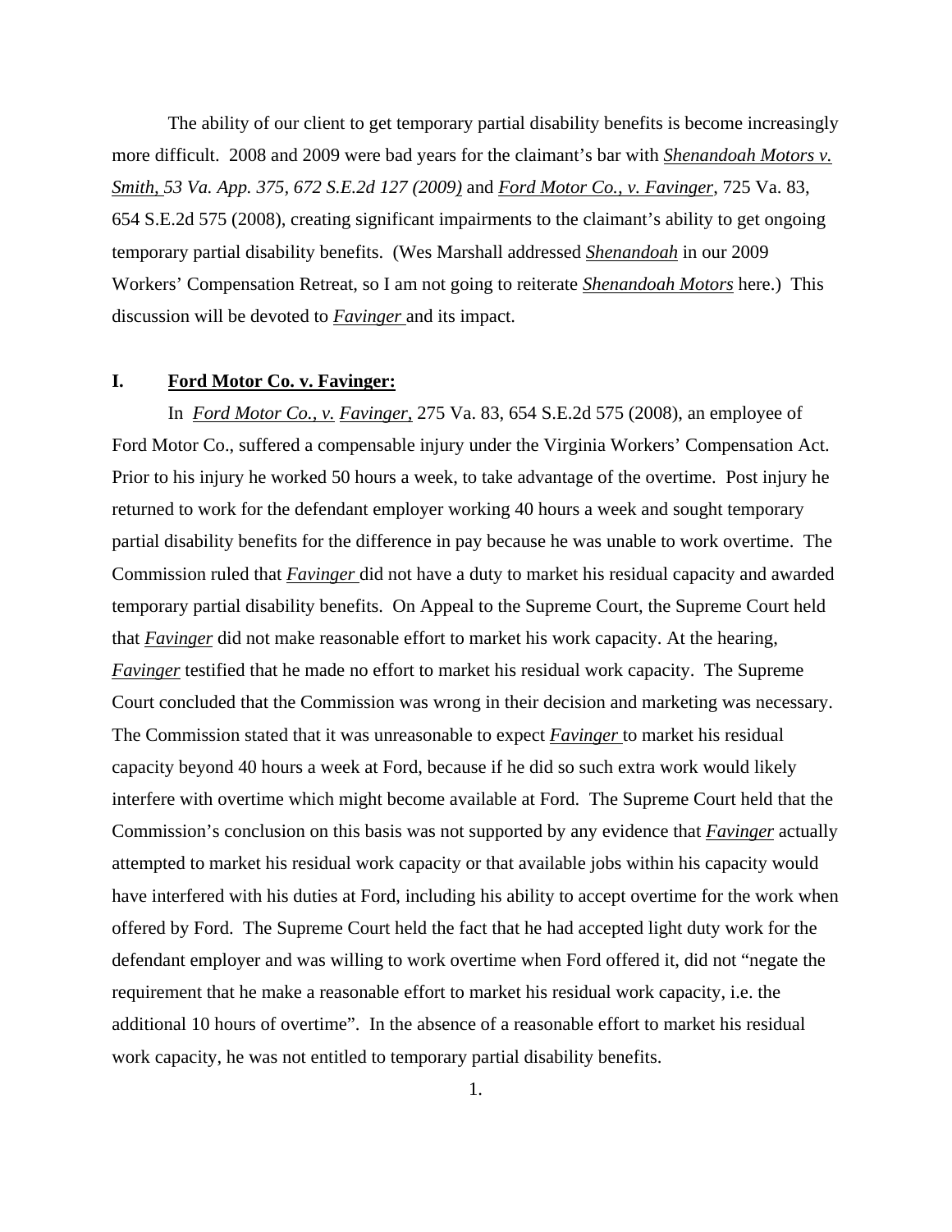The ability of our client to get temporary partial disability benefits is become increasingly more difficult. 2008 and 2009 were bad years for the claimant's bar with ***Shenandoah Motors v. Smith,** 53 Va. App. 375, 672 S.E.2d 127 (2009)* and ***Ford Motor Co., v. Favinger***, 725 Va. 83, 654 S.E.2d 575 (2008), creating significant impairments to the claimant's ability to get ongoing temporary partial disability benefits. (Wes Marshall addressed ***Shenandoah*** in our 2009 Workers' Compensation Retreat, so I am not going to reiterate ***Shenandoah Motors*** here.) This discussion will be devoted to ***Favinger*** and its impact.

## I. Ford Motor Co. v. Favinger:

In *Ford Motor Co., v. Favinger,* 275 Va. 83, 654 S.E.2d 575 (2008), an employee of Ford Motor Co., suffered a compensable injury under the Virginia Workers' Compensation Act. Prior to his injury he worked 50 hours a week, to take advantage of the overtime. Post injury he returned to work for the defendant employer working 40 hours a week and sought temporary partial disability benefits for the difference in pay because he was unable to work overtime. The Commission ruled that ***Favinger*** did not have a duty to market his residual capacity and awarded temporary partial disability benefits. On Appeal to the Supreme Court, the Supreme Court held that ***Favinger*** did not make reasonable effort to market his work capacity. At the hearing, ***Favinger*** testified that he made no effort to market his residual work capacity. The Supreme Court concluded that the Commission was wrong in their decision and marketing was necessary. The Commission stated that it was unreasonable to expect ***Favinger*** to market his residual capacity beyond 40 hours a week at Ford, because if he did so such extra work would likely interfere with overtime which might become available at Ford. The Supreme Court held that the Commission's conclusion on this basis was not supported by any evidence that ***Favinger*** actually attempted to market his residual work capacity or that available jobs within his capacity would have interfered with his duties at Ford, including his ability to accept overtime for the work when offered by Ford. The Supreme Court held the fact that he had accepted light duty work for the defendant employer and was willing to work overtime when Ford offered it, did not "negate the requirement that he make a reasonable effort to market his residual work capacity, i.e. the additional 10 hours of overtime". In the absence of a reasonable effort to market his residual work capacity, he was not entitled to temporary partial disability benefits.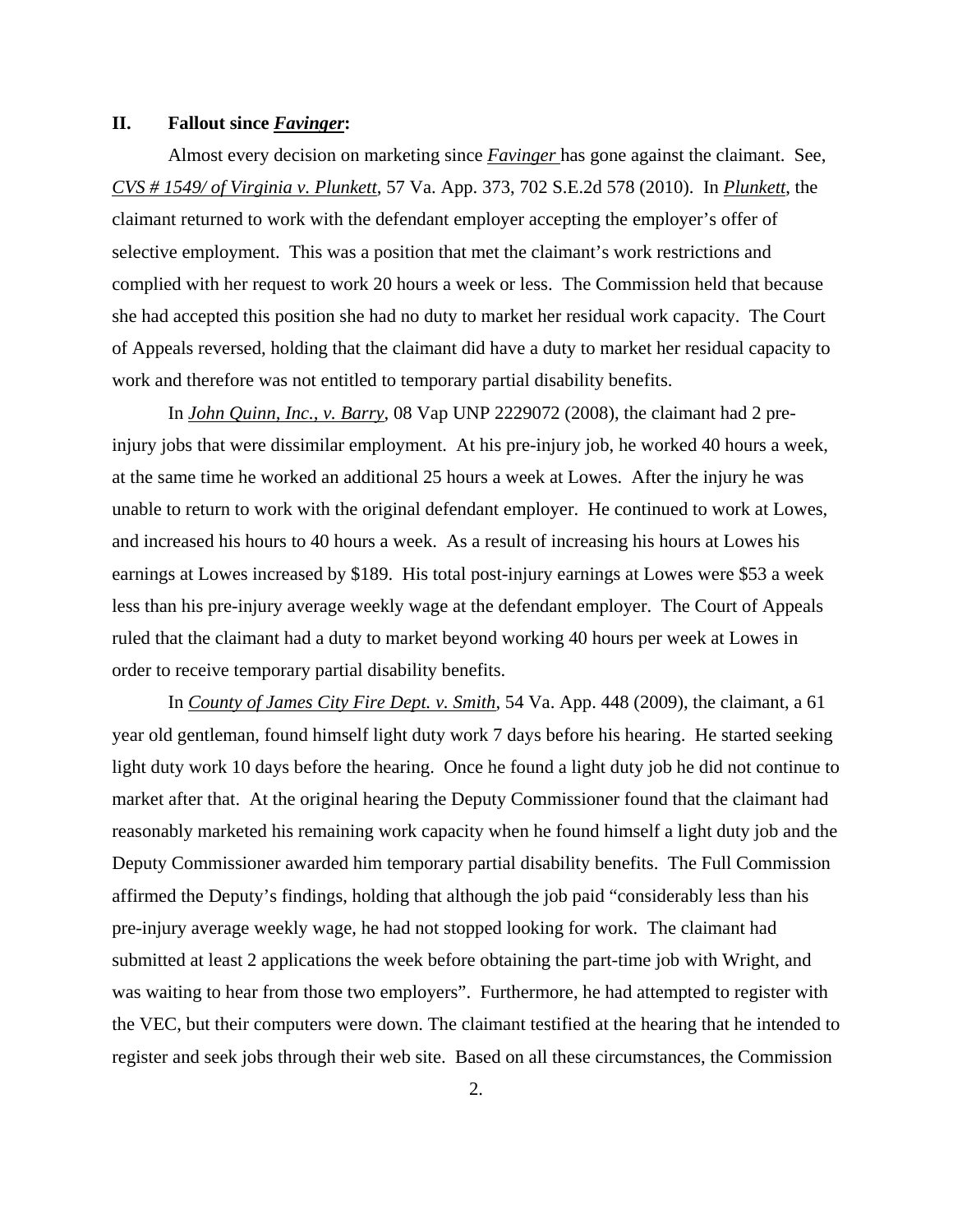## II. Fallout since *Favinger*:

Almost every decision on marketing since *Favinger* has gone against the claimant. See, *CVS # 1549/ of Virginia v. Plunkett*, 57 Va. App. 373, 702 S.E.2d 578 (2010). In *Plunkett*, the claimant returned to work with the defendant employer accepting the employer's offer of selective employment. This was a position that met the claimant's work restrictions and complied with her request to work 20 hours a week or less. The Commission held that because she had accepted this position she had no duty to market her residual work capacity. The Court of Appeals reversed, holding that the claimant did have a duty to market her residual capacity to work and therefore was not entitled to temporary partial disability benefits.

In *John Quinn, Inc., v. Barry*, 08 Vap UNP 2229072 (2008), the claimant had 2 pre-injury jobs that were dissimilar employment. At his pre-injury job, he worked 40 hours a week, at the same time he worked an additional 25 hours a week at Lowes. After the injury he was unable to return to work with the original defendant employer. He continued to work at Lowes, and increased his hours to 40 hours a week. As a result of increasing his hours at Lowes his earnings at Lowes increased by $189. His total post-injury earnings at Lowes were $53 a week less than his pre-injury average weekly wage at the defendant employer. The Court of Appeals ruled that the claimant had a duty to market beyond working 40 hours per week at Lowes in order to receive temporary partial disability benefits.

In *County of James City Fire Dept. v. Smith*, 54 Va. App. 448 (2009), the claimant, a 61 year old gentleman, found himself light duty work 7 days before his hearing. He started seeking light duty work 10 days before the hearing. Once he found a light duty job he did not continue to market after that. At the original hearing the Deputy Commissioner found that the claimant had reasonably marketed his remaining work capacity when he found himself a light duty job and the Deputy Commissioner awarded him temporary partial disability benefits. The Full Commission affirmed the Deputy's findings, holding that although the job paid "considerably less than his pre-injury average weekly wage, he had not stopped looking for work. The claimant had submitted at least 2 applications the week before obtaining the part-time job with Wright, and was waiting to hear from those two employers". Furthermore, he had attempted to register with the VEC, but their computers were down. The claimant testified at the hearing that he intended to register and seek jobs through their web site. Based on all these circumstances, the Commission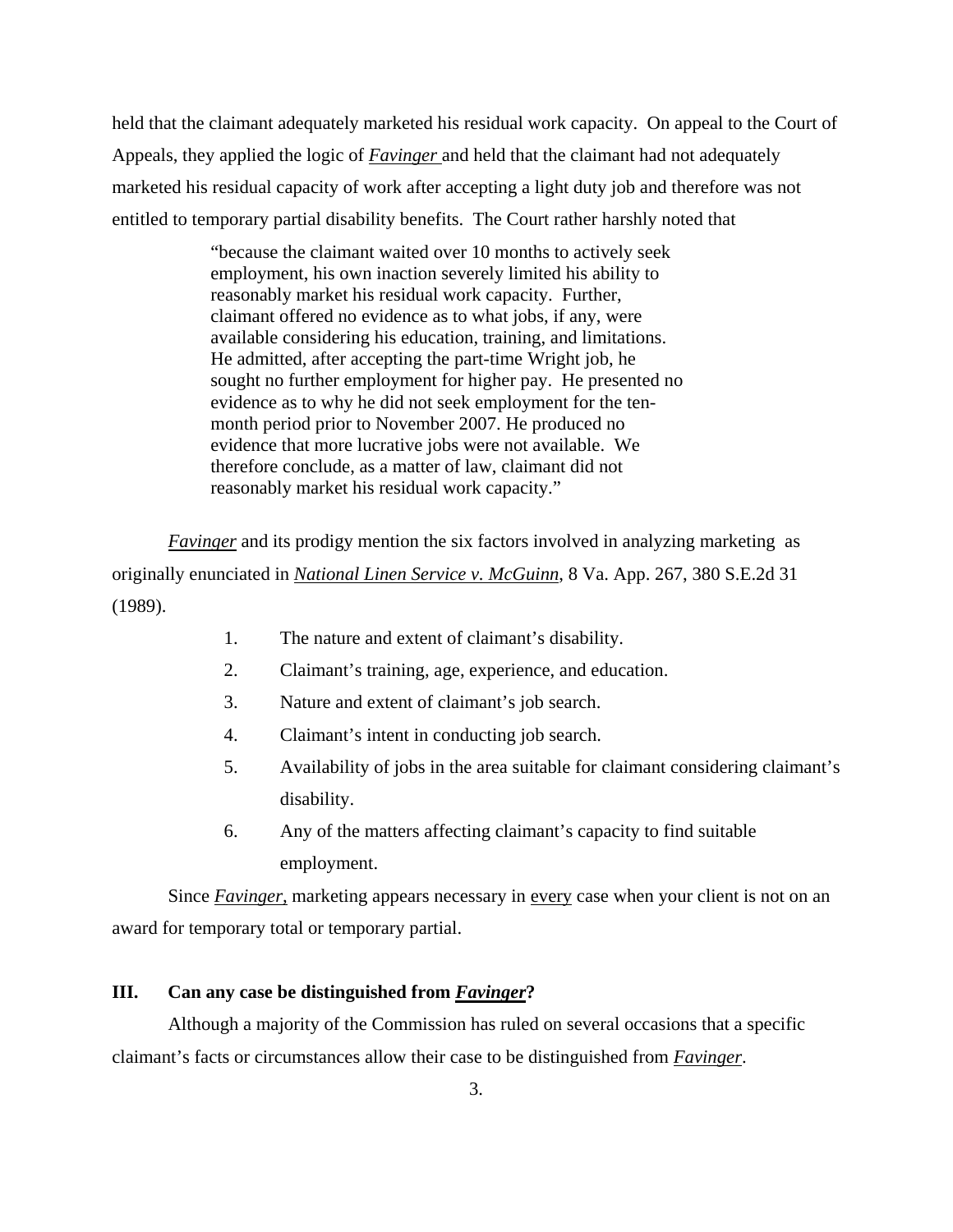held that the claimant adequately marketed his residual work capacity. On appeal to the Court of Appeals, they applied the logic of ***Favinger*** and held that the claimant had not adequately marketed his residual capacity of work after accepting a light duty job and therefore was not entitled to temporary partial disability benefits. The Court rather harshly noted that

> "because the claimant waited over 10 months to actively seek employment, his own inaction severely limited his ability to reasonably market his residual work capacity. Further, claimant offered no evidence as to what jobs, if any, were available considering his education, training, and limitations. He admitted, after accepting the part-time Wright job, he sought no further employment for higher pay. He presented no evidence as to why he did not seek employment for the ten-month period prior to November 2007. He produced no evidence that more lucrative jobs were not available. We therefore conclude, as a matter of law, claimant did not reasonably market his residual work capacity."

***Favinger*** and its prodigy mention the six factors involved in analyzing marketing as originally enunciated in *National Linen Service v. McGuinn*, 8 Va. App. 267, 380 S.E.2d 31 (1989).

1. The nature and extent of claimant's disability.
2. Claimant's training, age, experience, and education.
3. Nature and extent of claimant's job search.
4. Claimant's intent in conducting job search.
5. Availability of jobs in the area suitable for claimant considering claimant's disability.
6. Any of the matters affecting claimant's capacity to find suitable employment.

Since ***Favinger***, marketing appears necessary in every case when your client is not on an award for temporary total or temporary partial.

## III. Can any case be distinguished from *Favinger*?

Although a majority of the Commission has ruled on several occasions that a specific claimant's facts or circumstances allow their case to be distinguished from *Favinger*.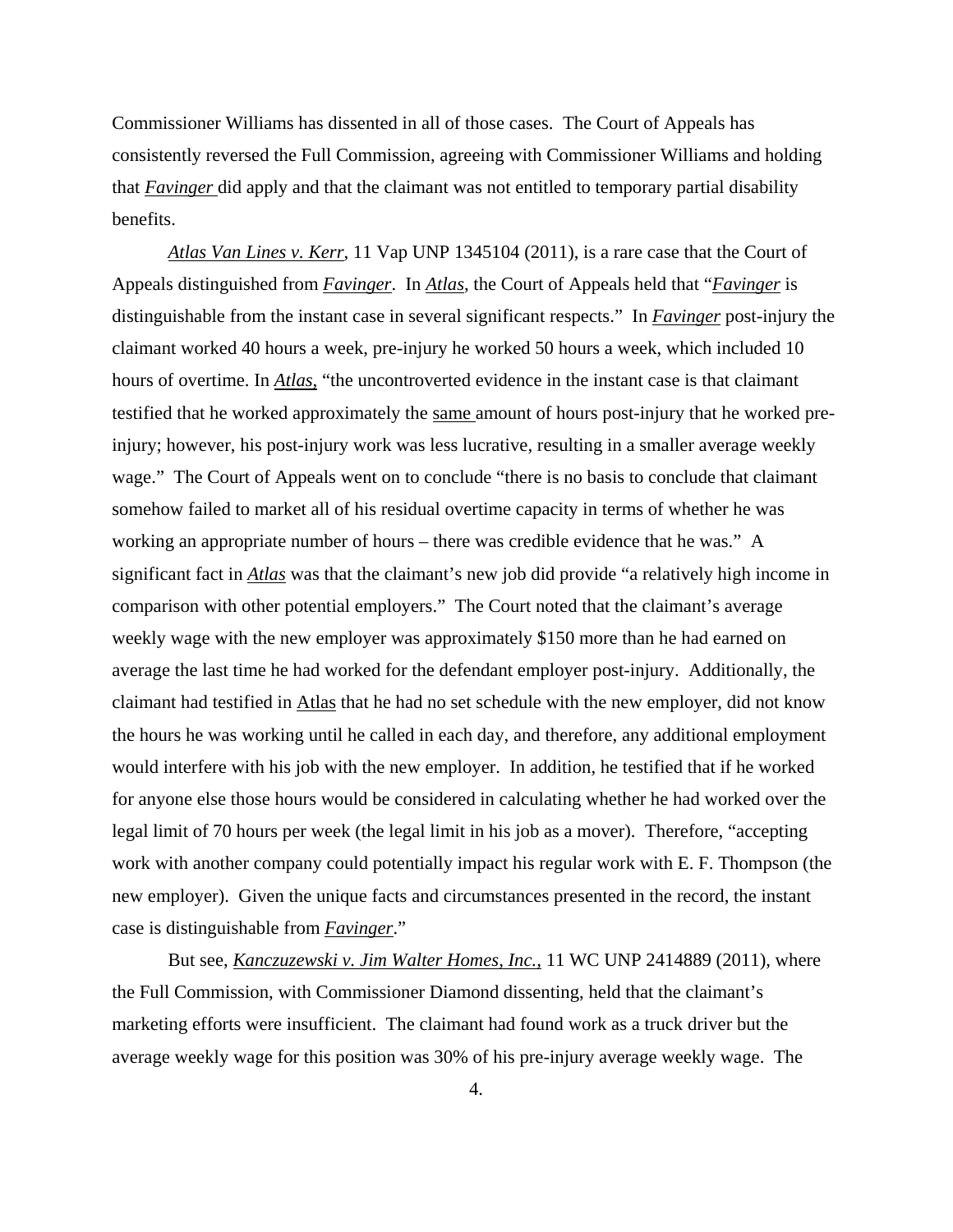Commissioner Williams has dissented in all of those cases. The Court of Appeals has consistently reversed the Full Commission, agreeing with Commissioner Williams and holding that *Favinger* did apply and that the claimant was not entitled to temporary partial disability benefits.

*Atlas Van Lines v. Kerr*, 11 Vap UNP 1345104 (2011), is a rare case that the Court of Appeals distinguished from *Favinger*. In *Atlas*, the Court of Appeals held that "*Favinger* is distinguishable from the instant case in several significant respects." In *Favinger* post-injury the claimant worked 40 hours a week, pre-injury he worked 50 hours a week, which included 10 hours of overtime. In *Atlas*, "the uncontroverted evidence in the instant case is that claimant testified that he worked approximately the same amount of hours post-injury that he worked pre-injury; however, his post-injury work was less lucrative, resulting in a smaller average weekly wage." The Court of Appeals went on to conclude "there is no basis to conclude that claimant somehow failed to market all of his residual overtime capacity in terms of whether he was working an appropriate number of hours – there was credible evidence that he was." A significant fact in *Atlas* was that the claimant's new job did provide "a relatively high income in comparison with other potential employers." The Court noted that the claimant's average weekly wage with the new employer was approximately $150 more than he had earned on average the last time he had worked for the defendant employer post-injury. Additionally, the claimant had testified in Atlas that he had no set schedule with the new employer, did not know the hours he was working until he called in each day, and therefore, any additional employment would interfere with his job with the new employer. In addition, he testified that if he worked for anyone else those hours would be considered in calculating whether he had worked over the legal limit of 70 hours per week (the legal limit in his job as a mover). Therefore, "accepting work with another company could potentially impact his regular work with E. F. Thompson (the new employer). Given the unique facts and circumstances presented in the record, the instant case is distinguishable from *Favinger*."

But see, *Kanczuzewski v. Jim Walter Homes, Inc.*, 11 WC UNP 2414889 (2011), where the Full Commission, with Commissioner Diamond dissenting, held that the claimant's marketing efforts were insufficient. The claimant had found work as a truck driver but the average weekly wage for this position was 30% of his pre-injury average weekly wage. The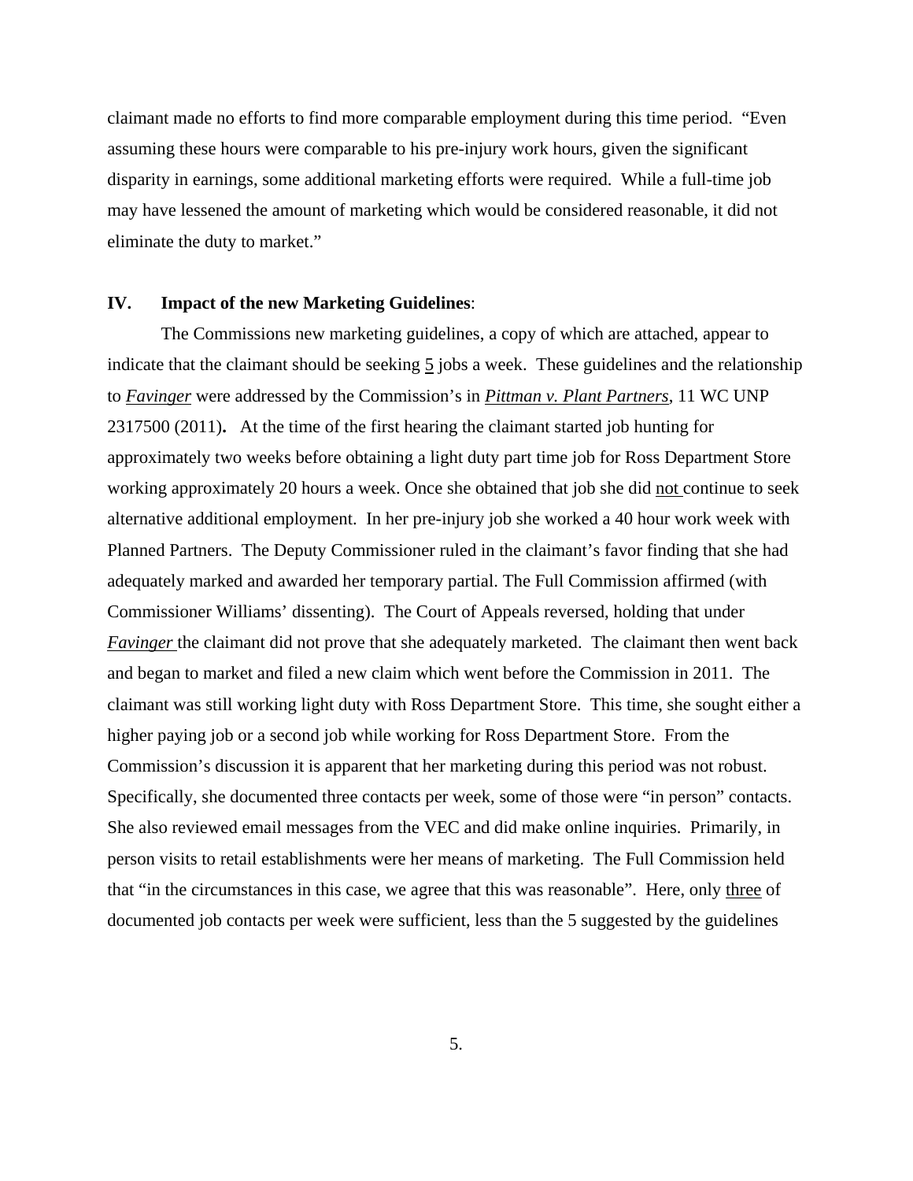claimant made no efforts to find more comparable employment during this time period. "Even assuming these hours were comparable to his pre-injury work hours, given the significant disparity in earnings, some additional marketing efforts were required. While a full-time job may have lessened the amount of marketing which would be considered reasonable, it did not eliminate the duty to market."

**IV. Impact of the new Marketing Guidelines**:

The Commissions new marketing guidelines, a copy of which are attached, appear to indicate that the claimant should be seeking 5 jobs a week. These guidelines and the relationship to ***Favinger*** were addressed by the Commission's in ***Pittman v. Plant Partners***, 11 WC UNP 2317500 (2011)**.** At the time of the first hearing the claimant started job hunting for approximately two weeks before obtaining a light duty part time job for Ross Department Store working approximately 20 hours a week. Once she obtained that job she did not continue to seek alternative additional employment. In her pre-injury job she worked a 40 hour work week with Planned Partners. The Deputy Commissioner ruled in the claimant's favor finding that she had adequately marked and awarded her temporary partial. The Full Commission affirmed (with Commissioner Williams' dissenting). The Court of Appeals reversed, holding that under ***Favinger*** the claimant did not prove that she adequately marketed. The claimant then went back and began to market and filed a new claim which went before the Commission in 2011. The claimant was still working light duty with Ross Department Store. This time, she sought either a higher paying job or a second job while working for Ross Department Store. From the Commission's discussion it is apparent that her marketing during this period was not robust. Specifically, she documented three contacts per week, some of those were "in person" contacts. She also reviewed email messages from the VEC and did make online inquiries. Primarily, in person visits to retail establishments were her means of marketing. The Full Commission held that "in the circumstances in this case, we agree that this was reasonable". Here, only three of documented job contacts per week were sufficient, less than the 5 suggested by the guidelines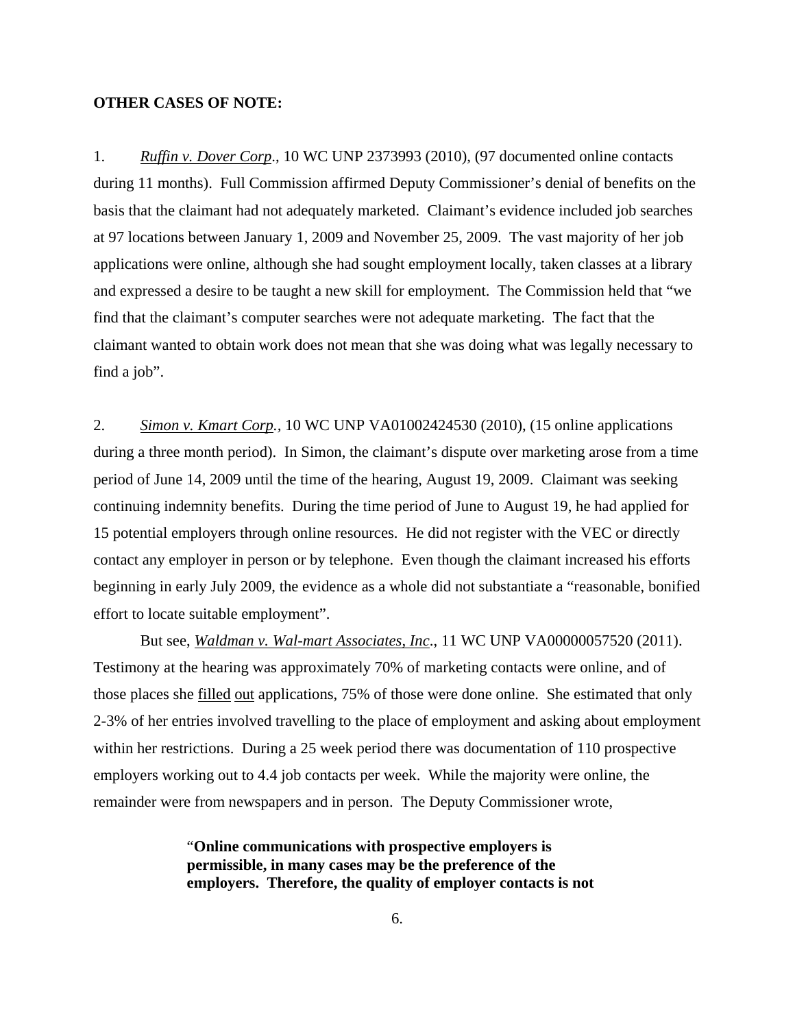**OTHER CASES OF NOTE:**

1. *Ruffin v. Dover Corp*., 10 WC UNP 2373993 (2010), (97 documented online contacts during 11 months). Full Commission affirmed Deputy Commissioner's denial of benefits on the basis that the claimant had not adequately marketed. Claimant's evidence included job searches at 97 locations between January 1, 2009 and November 25, 2009. The vast majority of her job applications were online, although she had sought employment locally, taken classes at a library and expressed a desire to be taught a new skill for employment. The Commission held that "we find that the claimant's computer searches were not adequate marketing. The fact that the claimant wanted to obtain work does not mean that she was doing what was legally necessary to find a job".

2. *Simon v. Kmart Corp.*, 10 WC UNP VA01002424530 (2010), (15 online applications during a three month period). In Simon, the claimant's dispute over marketing arose from a time period of June 14, 2009 until the time of the hearing, August 19, 2009. Claimant was seeking continuing indemnity benefits. During the time period of June to August 19, he had applied for 15 potential employers through online resources. He did not register with the VEC or directly contact any employer in person or by telephone. Even though the claimant increased his efforts beginning in early July 2009, the evidence as a whole did not substantiate a "reasonable, bonified effort to locate suitable employment".

But see, *Waldman v. Wal-mart Associates, Inc*., 11 WC UNP VA00000057520 (2011). Testimony at the hearing was approximately 70% of marketing contacts were online, and of those places she filled out applications, 75% of those were done online. She estimated that only 2-3% of her entries involved travelling to the place of employment and asking about employment within her restrictions. During a 25 week period there was documentation of 110 prospective employers working out to 4.4 job contacts per week. While the majority were online, the remainder were from newspapers and in person. The Deputy Commissioner wrote,

> "**Online communications with prospective employers is permissible, in many cases may be the preference of the employers. Therefore, the quality of employer contacts is not**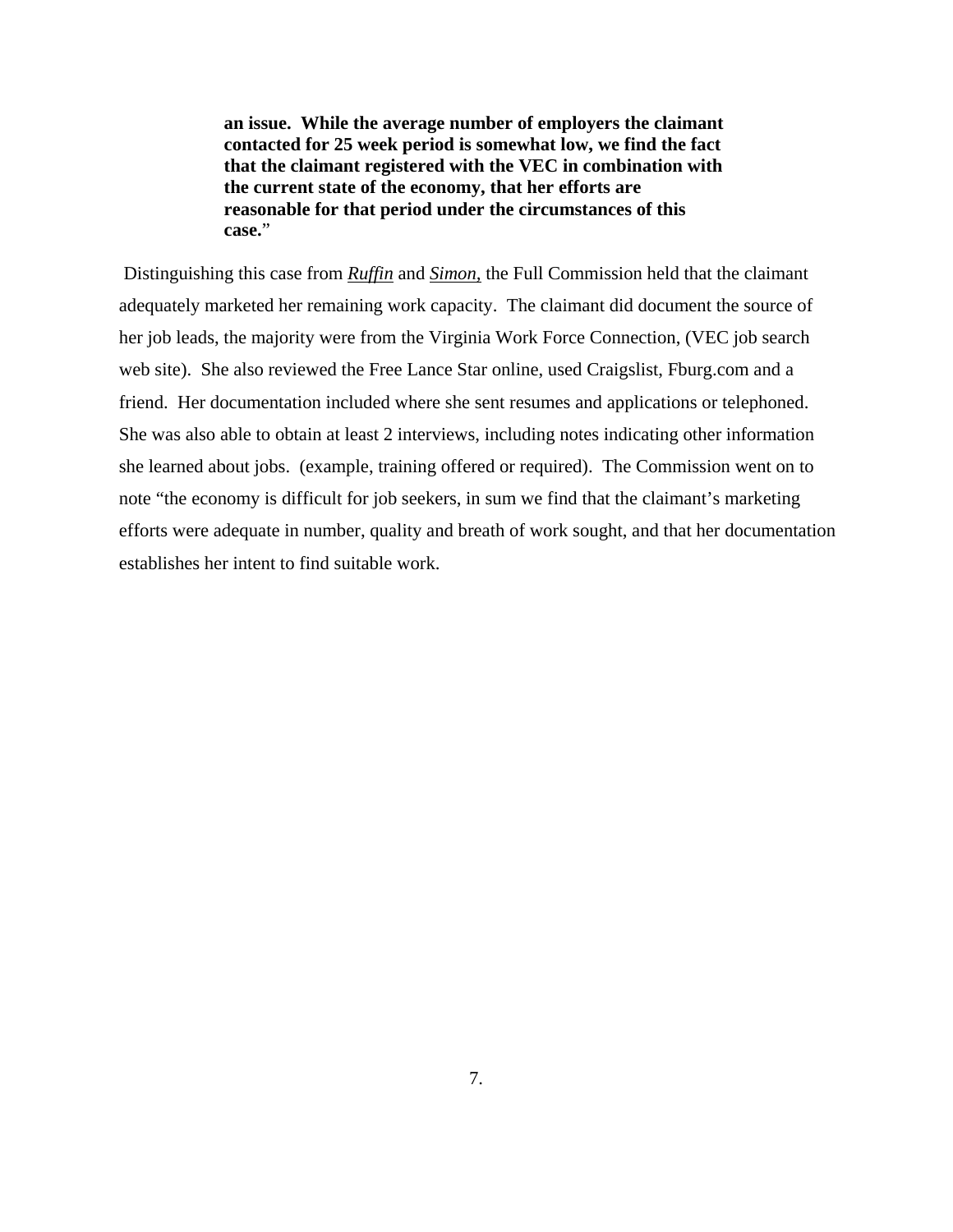> **an issue. While the average number of employers the claimant contacted for 25 week period is somewhat low, we find the fact that the claimant registered with the VEC in combination with the current state of the economy, that her efforts are reasonable for that period under the circumstances of this case.**"

Distinguishing this case from ***Ruffin*** and ***Simon,*** the Full Commission held that the claimant adequately marketed her remaining work capacity. The claimant did document the source of her job leads, the majority were from the Virginia Work Force Connection, (VEC job search web site). She also reviewed the Free Lance Star online, used Craigslist, Fburg.com and a friend. Her documentation included where she sent resumes and applications or telephoned. She was also able to obtain at least 2 interviews, including notes indicating other information she learned about jobs. (example, training offered or required). The Commission went on to note "the economy is difficult for job seekers, in sum we find that the claimant's marketing efforts were adequate in number, quality and breath of work sought, and that her documentation establishes her intent to find suitable work.